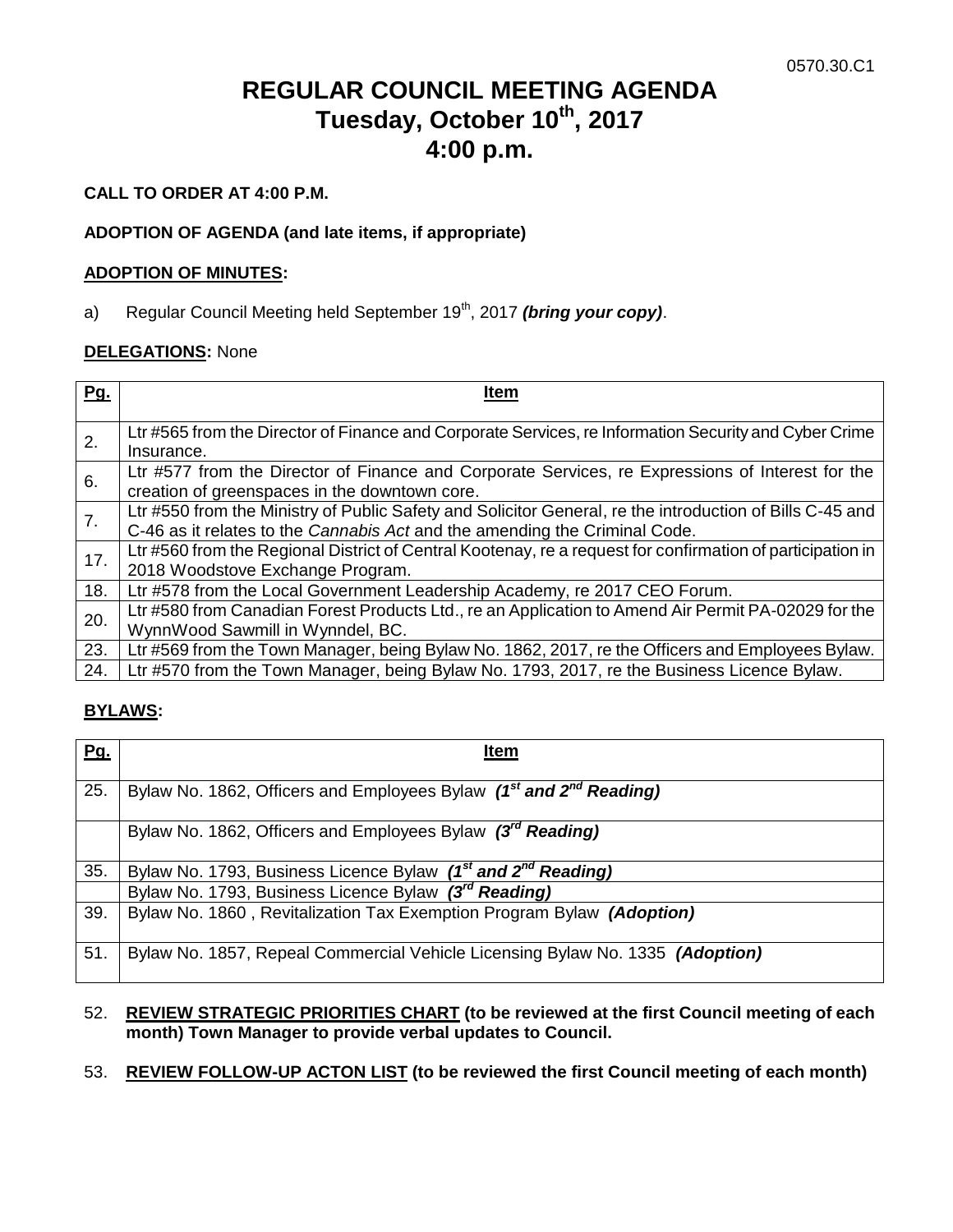0570.30.C1

# REGULAR COUNCIL MEETING AGENDA
# Tuesday, October 10th, 2017
# 4:00 p.m.

**CALL TO ORDER AT 4:00 P.M.**

**ADOPTION OF AGENDA (and late items, if appropriate)**

**ADOPTION OF MINUTES:**

a) Regular Council Meeting held September 19th, 2017 ***(bring your copy)***.

**DELEGATIONS:** None

| Pg. | Item |
|---|---|
| 2. | Ltr #565 from the Director of Finance and Corporate Services, re Information Security and Cyber Crime Insurance. |
| 6. | Ltr #577 from the Director of Finance and Corporate Services, re Expressions of Interest for the creation of greenspaces in the downtown core. |
| 7. | Ltr #550 from the Ministry of Public Safety and Solicitor General, re the introduction of Bills C-45 and C-46 as it relates to the *Cannabis Act* and the amending the Criminal Code. |
| 17. | Ltr #560 from the Regional District of Central Kootenay, re a request for confirmation of participation in 2018 Woodstove Exchange Program. |
| 18. | Ltr #578 from the Local Government Leadership Academy, re 2017 CEO Forum. |
| 20. | Ltr #580 from Canadian Forest Products Ltd., re an Application to Amend Air Permit PA-02029 for the WynnWood Sawmill in Wynndel, BC. |
| 23. | Ltr #569 from the Town Manager, being Bylaw No. 1862, 2017, re the Officers and Employees Bylaw. |
| 24. | Ltr #570 from the Town Manager, being Bylaw No. 1793, 2017, re the Business Licence Bylaw. |

**BYLAWS:**

| Pg. | Item |
|---|---|
| 25. | Bylaw No. 1862, Officers and Employees Bylaw ***(1st and 2nd Reading)*** |
| | Bylaw No. 1862, Officers and Employees Bylaw ***(3rd Reading)*** |
| 35. | Bylaw No. 1793, Business Licence Bylaw ***(1st and 2nd Reading)*** |
| | Bylaw No. 1793, Business Licence Bylaw ***(3rd Reading)*** |
| 39. | Bylaw No. 1860 , Revitalization Tax Exemption Program Bylaw ***(Adoption)*** |
| 51. | Bylaw No. 1857, Repeal Commercial Vehicle Licensing Bylaw No. 1335 ***(Adoption)*** |

52. **REVIEW STRATEGIC PRIORITIES CHART (to be reviewed at the first Council meeting of each month) Town Manager to provide verbal updates to Council.**

53. **REVIEW FOLLOW-UP ACTON LIST (to be reviewed the first Council meeting of each month)**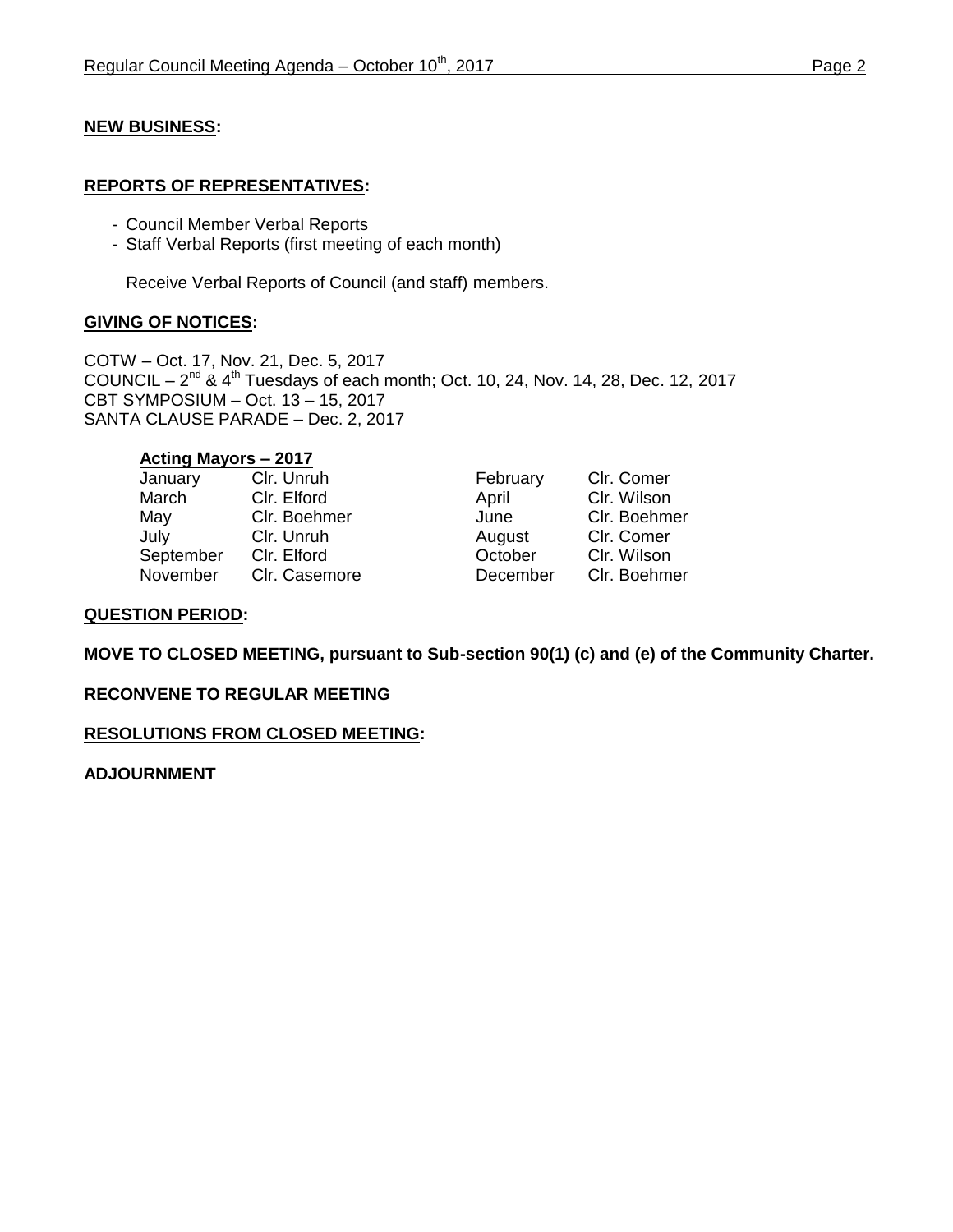**NEW BUSINESS:**

**REPORTS OF REPRESENTATIVES:**

- Council Member Verbal Reports
- Staff Verbal Reports (first meeting of each month)

Receive Verbal Reports of Council (and staff) members.

**GIVING OF NOTICES:**

COTW – Oct. 17, Nov. 21, Dec. 5, 2017
COUNCIL – 2nd & 4th Tuesdays of each month; Oct. 10, 24, Nov. 14, 28, Dec. 12, 2017
CBT SYMPOSIUM – Oct. 13 – 15, 2017
SANTA CLAUSE PARADE – Dec. 2, 2017

**Acting Mayors – 2017**

| | | | |
|---|---|---|---|
| January | Clr. Unruh | February | Clr. Comer |
| March | Clr. Elford | April | Clr. Wilson |
| May | Clr. Boehmer | June | Clr. Boehmer |
| July | Clr. Unruh | August | Clr. Comer |
| September | Clr. Elford | October | Clr. Wilson |
| November | Clr. Casemore | December | Clr. Boehmer |

**QUESTION PERIOD:**

**MOVE TO CLOSED MEETING, pursuant to Sub-section 90(1) (c) and (e) of the Community Charter.**

**RECONVENE TO REGULAR MEETING**

**RESOLUTIONS FROM CLOSED MEETING:**

**ADJOURNMENT**